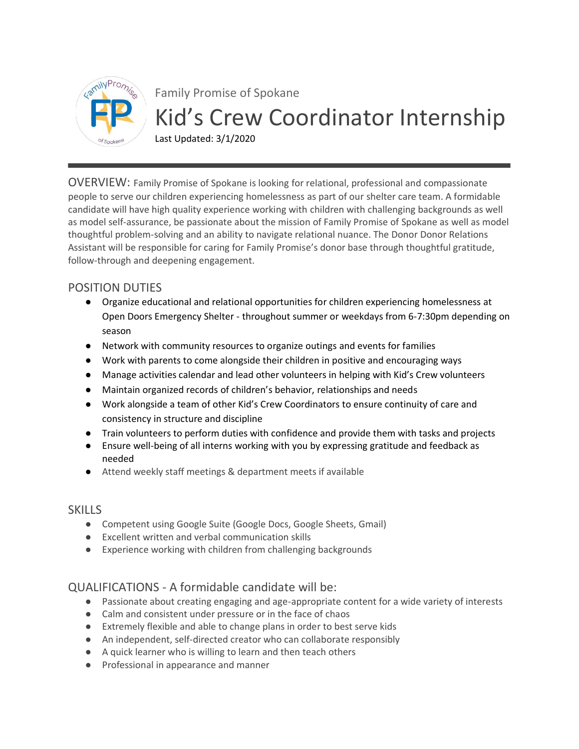Family Promise of Spokane

# Kid's Crew Coordinator Internship

Last Updated: 3/1/2020

---

OVERVIEW: Family Promise of Spokane is looking for relational, professional and compassionate people to serve our children experiencing homelessness as part of our shelter care team. A formidable candidate will have high quality experience working with children with challenging backgrounds as well as model self-assurance, be passionate about the mission of Family Promise of Spokane as well as model thoughtful problem-solving and an ability to navigate relational nuance. The Donor Donor Relations Assistant will be responsible for caring for Family Promise's donor base through thoughtful gratitude, follow-through and deepening engagement.

## POSITION DUTIES

- Organize educational and relational opportunities for children experiencing homelessness at Open Doors Emergency Shelter - throughout summer or weekdays from 6-7:30pm depending on season
- Network with community resources to organize outings and events for families
- Work with parents to come alongside their children in positive and encouraging ways
- Manage activities calendar and lead other volunteers in helping with Kid's Crew volunteers
- Maintain organized records of children's behavior, relationships and needs
- Work alongside a team of other Kid's Crew Coordinators to ensure continuity of care and consistency in structure and discipline
- Train volunteers to perform duties with confidence and provide them with tasks and projects
- Ensure well-being of all interns working with you by expressing gratitude and feedback as needed
- Attend weekly staff meetings & department meets if available

## SKILLS

- Competent using Google Suite (Google Docs, Google Sheets, Gmail)
- Excellent written and verbal communication skills
- Experience working with children from challenging backgrounds

## QUALIFICATIONS - A formidable candidate will be:

- Passionate about creating engaging and age-appropriate content for a wide variety of interests
- Calm and consistent under pressure or in the face of chaos
- Extremely flexible and able to change plans in order to best serve kids
- An independent, self-directed creator who can collaborate responsibly
- A quick learner who is willing to learn and then teach others
- Professional in appearance and manner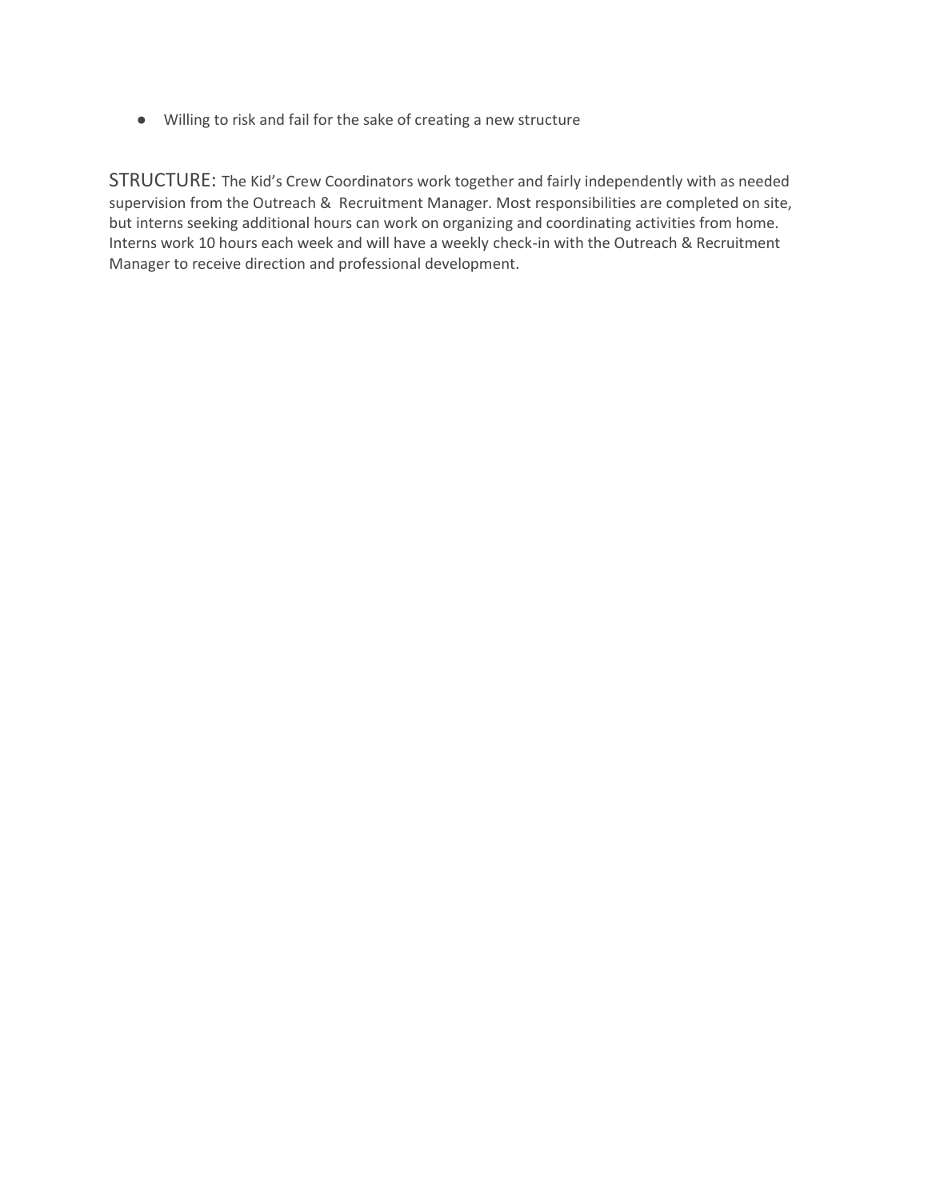- Willing to risk and fail for the sake of creating a new structure

STRUCTURE: The Kid's Crew Coordinators work together and fairly independently with as needed supervision from the Outreach & Recruitment Manager. Most responsibilities are completed on site, but interns seeking additional hours can work on organizing and coordinating activities from home. Interns work 10 hours each week and will have a weekly check-in with the Outreach & Recruitment Manager to receive direction and professional development.